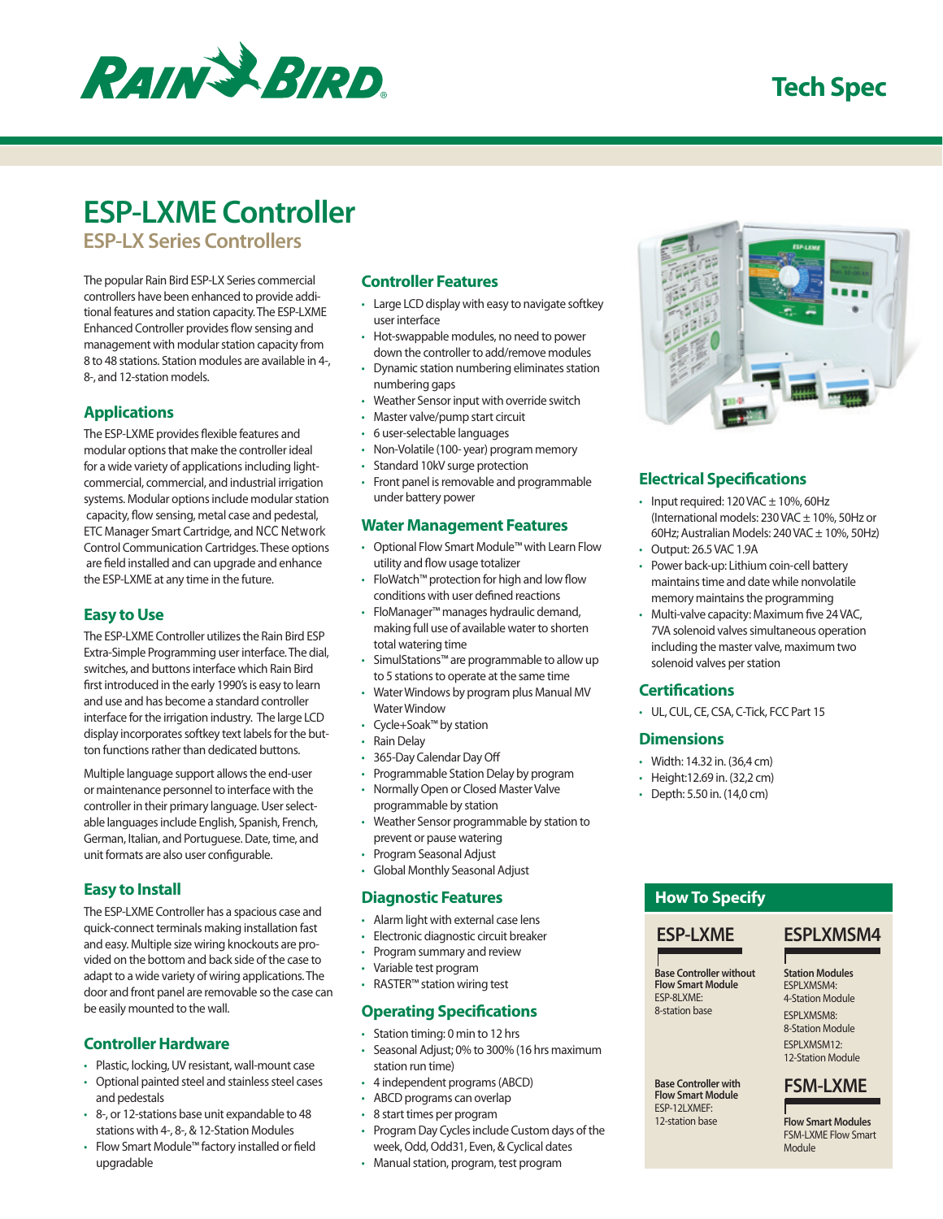Tech Spec

# ESP-LXME Controller

## ESP-LX Series Controllers

The popular Rain Bird ESP-LX Series commercial controllers have been enhanced to provide additional features and station capacity. The ESP-LXME Enhanced Controller provides flow sensing and management with modular station capacity from 8 to 48 stations. Station modules are available in 4-, 8-, and 12-station models.

### Applications

The ESP-LXME provides flexible features and modular options that make the controller ideal for a wide variety of applications including light-commercial, commercial, and industrial irrigation systems. Modular options include modular station capacity, flow sensing, metal case and pedestal, ETC Manager Smart Cartridge, and NCC Network Control Communication Cartridges. These options are field installed and can upgrade and enhance the ESP-LXME at any time in the future.

### Easy to Use

The ESP-LXME Controller utilizes the Rain Bird ESP Extra-Simple Programming user interface. The dial, switches, and buttons interface which Rain Bird first introduced in the early 1990's is easy to learn and use and has become a standard controller interface for the irrigation industry. The large LCD display incorporates softkey text labels for the button functions rather than dedicated buttons.

Multiple language support allows the end-user or maintenance personnel to interface with the controller in their primary language. User selectable languages include English, Spanish, French, German, Italian, and Portuguese. Date, time, and unit formats are also user configurable.

### Easy to Install

The ESP-LXME Controller has a spacious case and quick-connect terminals making installation fast and easy. Multiple size wiring knockouts are provided on the bottom and back side of the case to adapt to a wide variety of wiring applications. The door and front panel are removable so the case can be easily mounted to the wall.

### Controller Hardware

- Plastic, locking, UV resistant, wall-mount case
- Optional painted steel and stainless steel cases and pedestals
- 8-, or 12-stations base unit expandable to 48 stations with 4-, 8-, & 12-Station Modules
- Flow Smart Module™ factory installed or field upgradable

### Controller Features

- Large LCD display with easy to navigate softkey user interface
- Hot-swappable modules, no need to power down the controller to add/remove modules
- Dynamic station numbering eliminates station numbering gaps
- Weather Sensor input with override switch
- Master valve/pump start circuit
- 6 user-selectable languages
- Non-Volatile (100- year) program memory
- Standard 10kV surge protection
- Front panel is removable and programmable under battery power

### Water Management Features

- Optional Flow Smart Module™ with Learn Flow utility and flow usage totalizer
- FloWatch™ protection for high and low flow conditions with user defined reactions
- FloManager™ manages hydraulic demand, making full use of available water to shorten total watering time
- SimulStations™ are programmable to allow up to 5 stations to operate at the same time
- Water Windows by program plus Manual MV Water Window
- Cycle+Soak™ by station
- Rain Delay
- 365-Day Calendar Day Off
- Programmable Station Delay by program
- Normally Open or Closed Master Valve programmable by station
- Weather Sensor programmable by station to prevent or pause watering
- Program Seasonal Adjust
- Global Monthly Seasonal Adjust

### Diagnostic Features

- Alarm light with external case lens
- Electronic diagnostic circuit breaker
- Program summary and review
- Variable test program
- RASTER™ station wiring test

### Operating Specifications

- Station timing: 0 min to 12 hrs
- Seasonal Adjust; 0% to 300% (16 hrs maximum station run time)
- 4 independent programs (ABCD)
- ABCD programs can overlap
- 8 start times per program
- Program Day Cycles include Custom days of the week, Odd, Odd31, Even, & Cyclical dates
- Manual station, program, test program

### Electrical Specifications

- Input required: 120 VAC ± 10%, 60Hz (International models: 230 VAC ± 10%, 50Hz or 60Hz; Australian Models: 240 VAC ± 10%, 50Hz)
- Output: 26.5 VAC 1.9A
- Power back-up: Lithium coin-cell battery maintains time and date while nonvolatile memory maintains the programming
- Multi-valve capacity: Maximum five 24 VAC, 7VA solenoid valves simultaneous operation including the master valve, maximum two solenoid valves per station

### Certifications

- UL, CUL, CE, CSA, C-Tick, FCC Part 15

### Dimensions

- Width: 14.32 in. (36,4 cm)
- Height:12.69 in. (32,2 cm)
- Depth: 5.50 in. (14,0 cm)

### How To Specify

**ESP-LXME**

**Base Controller without Flow Smart Module**
ESP-8LXME:
8-station base

**Base Controller with Flow Smart Module**
ESP-12LXMEF:
12-station base

**ESPLXMSM4**

**Station Modules**
ESPLXMSM4:
4-Station Module
ESPLXMSM8:
8-Station Module
ESPLXMSM12:
12-Station Module

**FSM-LXME**

**Flow Smart Modules**
FSM-LXME Flow Smart Module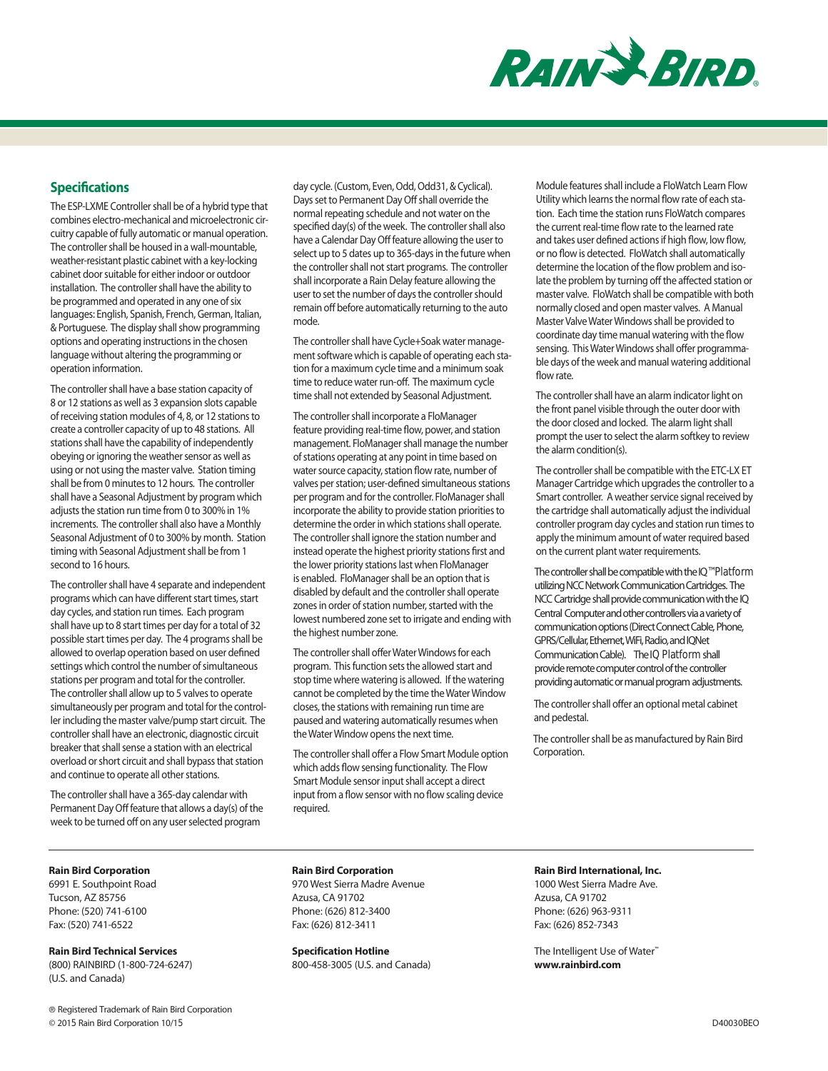## Specifications

The ESP-LXME Controller shall be of a hybrid type that combines electro-mechanical and microelectronic circuitry capable of fully automatic or manual operation. The controller shall be housed in a wall-mountable, weather-resistant plastic cabinet with a key-locking cabinet door suitable for either indoor or outdoor installation. The controller shall have the ability to be programmed and operated in any one of six languages: English, Spanish, French, German, Italian, & Portuguese. The display shall show programming options and operating instructions in the chosen language without altering the programming or operation information.

The controller shall have a base station capacity of 8 or 12 stations as well as 3 expansion slots capable of receiving station modules of 4, 8, or 12 stations to create a controller capacity of up to 48 stations. All stations shall have the capability of independently obeying or ignoring the weather sensor as well as using or not using the master valve. Station timing shall be from 0 minutes to 12 hours. The controller shall have a Seasonal Adjustment by program which adjusts the station run time from 0 to 300% in 1% increments. The controller shall also have a Monthly Seasonal Adjustment of 0 to 300% by month. Station timing with Seasonal Adjustment shall be from 1 second to 16 hours.

The controller shall have 4 separate and independent programs which can have different start times, start day cycles, and station run times. Each program shall have up to 8 start times per day for a total of 32 possible start times per day. The 4 programs shall be allowed to overlap operation based on user defined settings which control the number of simultaneous stations per program and total for the controller. The controller shall allow up to 5 valves to operate simultaneously per program and total for the controller including the master valve/pump start circuit. The controller shall have an electronic, diagnostic circuit breaker that shall sense a station with an electrical overload or short circuit and shall bypass that station and continue to operate all other stations.

The controller shall have a 365-day calendar with Permanent Day Off feature that allows a day(s) of the week to be turned off on any user selected program day cycle. (Custom, Even, Odd, Odd31, & Cyclical). Days set to Permanent Day Off shall override the normal repeating schedule and not water on the specified day(s) of the week. The controller shall also have a Calendar Day Off feature allowing the user to select up to 5 dates up to 365-days in the future when the controller shall not start programs. The controller shall incorporate a Rain Delay feature allowing the user to set the number of days the controller should remain off before automatically returning to the auto mode.

The controller shall have Cycle+Soak water management software which is capable of operating each station for a maximum cycle time and a minimum soak time to reduce water run-off. The maximum cycle time shall not extended by Seasonal Adjustment.

The controller shall incorporate a FloManager feature providing real-time flow, power, and station management. FloManager shall manage the number of stations operating at any point in time based on water source capacity, station flow rate, number of valves per station; user-defined simultaneous stations per program and for the controller. FloManager shall incorporate the ability to provide station priorities to determine the order in which stations shall operate. The controller shall ignore the station number and instead operate the highest priority stations first and the lower priority stations last when FloManager is enabled. FloManager shall be an option that is disabled by default and the controller shall operate zones in order of station number, started with the lowest numbered zone set to irrigate and ending with the highest number zone.

The controller shall offer Water Windows for each program. This function sets the allowed start and stop time where watering is allowed. If the watering cannot be completed by the time the Water Window closes, the stations with remaining run time are paused and watering automatically resumes when the Water Window opens the next time.

The controller shall offer a Flow Smart Module option which adds flow sensing functionality. The Flow Smart Module sensor input shall accept a direct input from a flow sensor with no flow scaling device required.

Module features shall include a FloWatch Learn Flow Utility which learns the normal flow rate of each station. Each time the station runs FloWatch compares the current real-time flow rate to the learned rate and takes user defined actions if high flow, low flow, or no flow is detected. FloWatch shall automatically determine the location of the flow problem and isolate the problem by turning off the affected station or master valve. FloWatch shall be compatible with both normally closed and open master valves. A Manual Master Valve Water Windows shall be provided to coordinate day time manual watering with the flow sensing. This Water Windows shall offer programmable days of the week and manual watering additional flow rate.

The controller shall have an alarm indicator light on the front panel visible through the outer door with the door closed and locked. The alarm light shall prompt the user to select the alarm softkey to review the alarm condition(s).

The controller shall be compatible with the ETC-LX ET Manager Cartridge which upgrades the controller to a Smart controller. A weather service signal received by the cartridge shall automatically adjust the individual controller program day cycles and station run times to apply the minimum amount of water required based on the current plant water requirements.

The controller shall be compatible with the IQ™Platform utilizing NCC Network Communication Cartridges. The NCC Cartridge shall provide communication with the IQ Central Computer and other controllers via a variety of communication options (Direct Connect Cable, Phone, GPRS/Cellular, Ethernet, WiFi, Radio, and IQNet Communication Cable). The IQ Platform shall provide remote computer control of the controller providing automatic or manual program adjustments.

The controller shall offer an optional metal cabinet and pedestal.

The controller shall be as manufactured by Rain Bird Corporation.

---

**Rain Bird Corporation**
6991 E. Southpoint Road
Tucson, AZ 85756
Phone: (520) 741-6100
Fax: (520) 741-6522

**Rain Bird Technical Services**
(800) RAINBIRD (1-800-724-6247)
(U.S. and Canada)

**Rain Bird Corporation**
970 West Sierra Madre Avenue
Azusa, CA 91702
Phone: (626) 812-3400
Fax: (626) 812-3411

**Specification Hotline**
800-458-3005 (U.S. and Canada)

**Rain Bird International, Inc.**
1000 West Sierra Madre Ave.
Azusa, CA 91702
Phone: (626) 963-9311
Fax: (626) 852-7343

The Intelligent Use of Water™
**www.rainbird.com**

® Registered Trademark of Rain Bird Corporation
© 2015 Rain Bird Corporation 10/15

D40030BEO